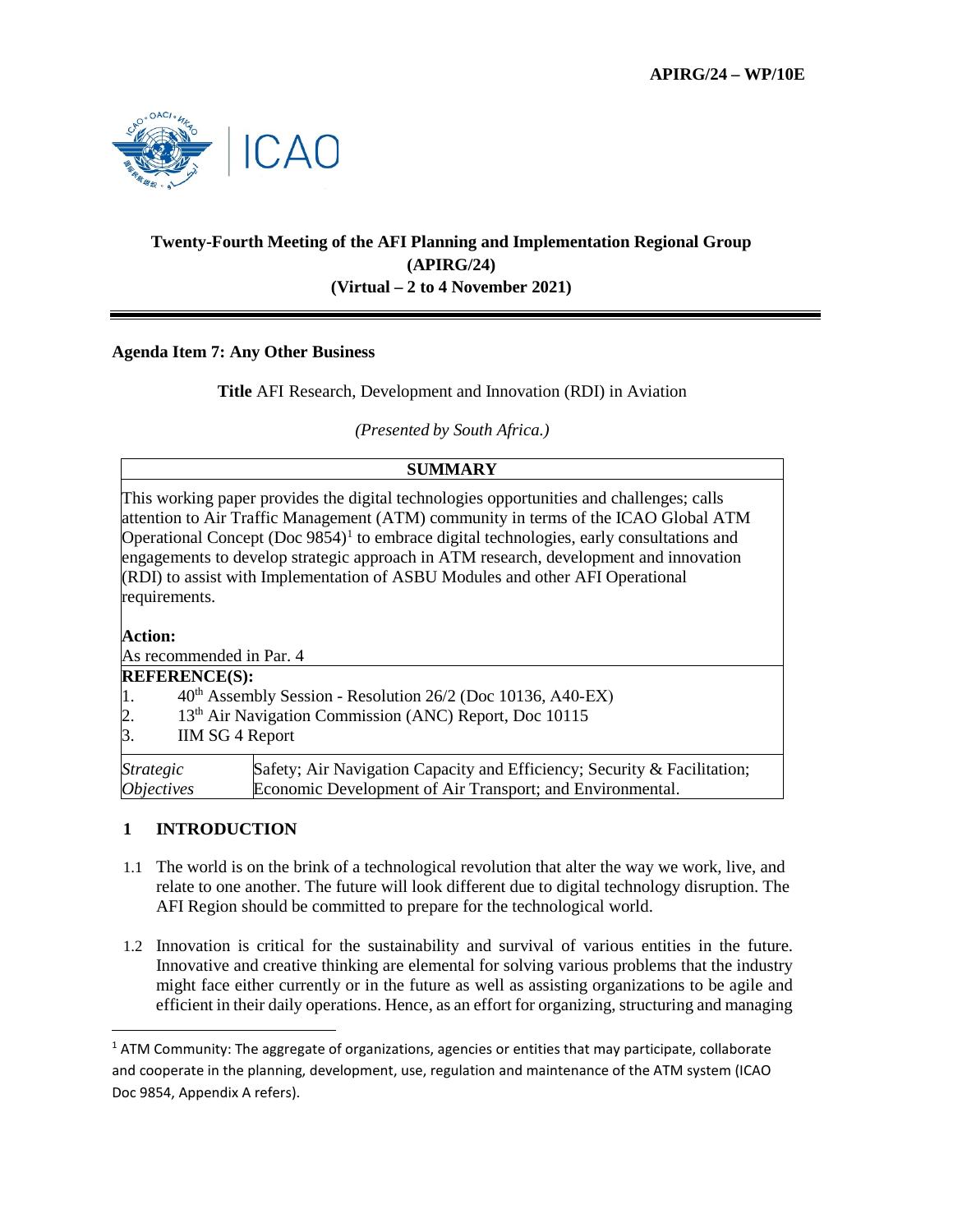APIRG/24 – WP/10E

# Twenty-Fourth Meeting of the AFI Planning and Implementation Regional Group (APIRG/24) (Virtual – 2 to 4 November 2021)

**Agenda Item 7: Any Other Business**

**Title** AFI Research, Development and Innovation (RDI) in Aviation

*(Presented by South Africa.)*

| **SUMMARY** | |
|---|---|
| This working paper provides the digital technologies opportunities and challenges; calls attention to Air Traffic Management (ATM) community in terms of the ICAO Global ATM Operational Concept (Doc 9854)[1] to embrace digital technologies, early consultations and engagements to develop strategic approach in ATM research, development and innovation (RDI) to assist with Implementation of ASBU Modules and other AFI Operational requirements.<br><br>**Action:**<br>As recommended in Par. 4 | |
| **REFERENCE(S):**<br>1. 40th Assembly Session - Resolution 26/2 (Doc 10136, A40-EX)<br>2. 13th Air Navigation Commission (ANC) Report, Doc 10115<br>3. IIM SG 4 Report | |
| *Strategic Objectives* | Safety; Air Navigation Capacity and Efficiency; Security & Facilitation; Economic Development of Air Transport; and Environmental. |

## 1 INTRODUCTION

1.1 The world is on the brink of a technological revolution that alter the way we work, live, and relate to one another. The future will look different due to digital technology disruption. The AFI Region should be committed to prepare for the technological world.

1.2 Innovation is critical for the sustainability and survival of various entities in the future. Innovative and creative thinking are elemental for solving various problems that the industry might face either currently or in the future as well as assisting organizations to be agile and efficient in their daily operations. Hence, as an effort for organizing, structuring and managing

[1] ATM Community: The aggregate of organizations, agencies or entities that may participate, collaborate and cooperate in the planning, development, use, regulation and maintenance of the ATM system (ICAO Doc 9854, Appendix A refers).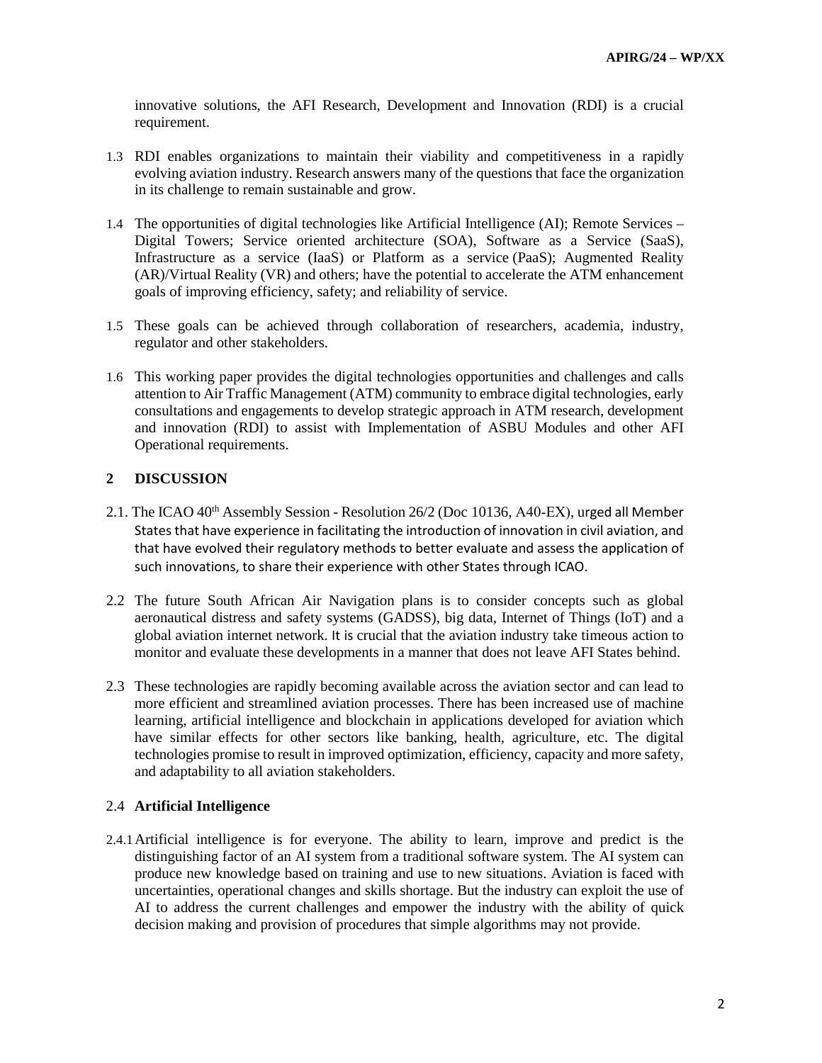innovative solutions, the AFI Research, Development and Innovation (RDI) is a crucial requirement.

1.3 RDI enables organizations to maintain their viability and competitiveness in a rapidly evolving aviation industry. Research answers many of the questions that face the organization in its challenge to remain sustainable and grow.

1.4 The opportunities of digital technologies like Artificial Intelligence (AI); Remote Services – Digital Towers; Service oriented architecture (SOA), Software as a Service (SaaS), Infrastructure as a service (IaaS) or Platform as a service (PaaS); Augmented Reality (AR)/Virtual Reality (VR) and others; have the potential to accelerate the ATM enhancement goals of improving efficiency, safety; and reliability of service.

1.5 These goals can be achieved through collaboration of researchers, academia, industry, regulator and other stakeholders.

1.6 This working paper provides the digital technologies opportunities and challenges and calls attention to Air Traffic Management (ATM) community to embrace digital technologies, early consultations and engagements to develop strategic approach in ATM research, development and innovation (RDI) to assist with Implementation of ASBU Modules and other AFI Operational requirements.

## 2 DISCUSSION

2.1. The ICAO 40th Assembly Session - Resolution 26/2 (Doc 10136, A40-EX), urged all Member States that have experience in facilitating the introduction of innovation in civil aviation, and that have evolved their regulatory methods to better evaluate and assess the application of such innovations, to share their experience with other States through ICAO.

2.2 The future South African Air Navigation plans is to consider concepts such as global aeronautical distress and safety systems (GADSS), big data, Internet of Things (IoT) and a global aviation internet network. It is crucial that the aviation industry take timeous action to monitor and evaluate these developments in a manner that does not leave AFI States behind.

2.3 These technologies are rapidly becoming available across the aviation sector and can lead to more efficient and streamlined aviation processes. There has been increased use of machine learning, artificial intelligence and blockchain in applications developed for aviation which have similar effects for other sectors like banking, health, agriculture, etc. The digital technologies promise to result in improved optimization, efficiency, capacity and more safety, and adaptability to all aviation stakeholders.

### 2.4 Artificial Intelligence

2.4.1 Artificial intelligence is for everyone. The ability to learn, improve and predict is the distinguishing factor of an AI system from a traditional software system. The AI system can produce new knowledge based on training and use to new situations. Aviation is faced with uncertainties, operational changes and skills shortage. But the industry can exploit the use of AI to address the current challenges and empower the industry with the ability of quick decision making and provision of procedures that simple algorithms may not provide.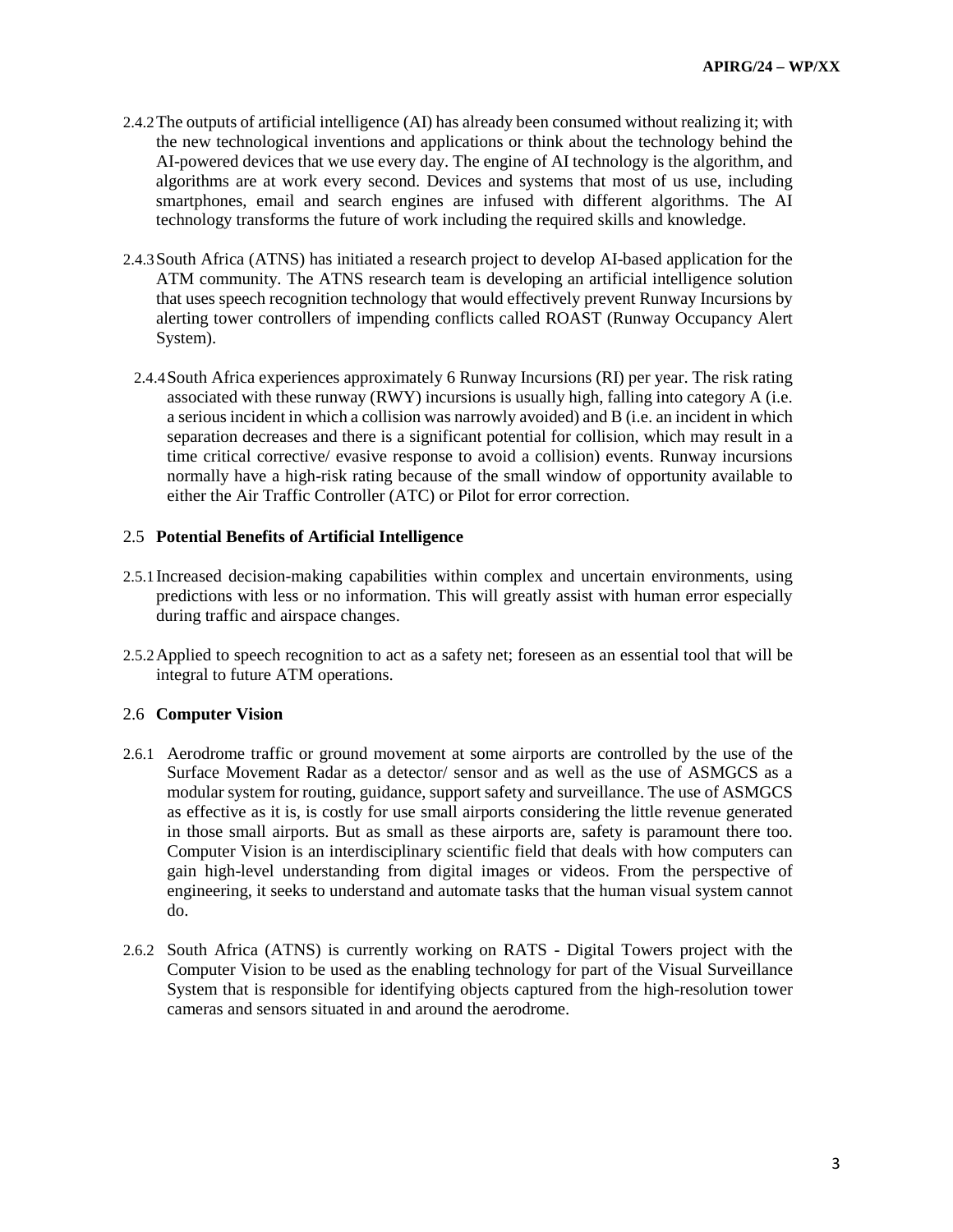2.4.2 The outputs of artificial intelligence (AI) has already been consumed without realizing it; with the new technological inventions and applications or think about the technology behind the AI-powered devices that we use every day. The engine of AI technology is the algorithm, and algorithms are at work every second. Devices and systems that most of us use, including smartphones, email and search engines are infused with different algorithms. The AI technology transforms the future of work including the required skills and knowledge.

2.4.3 South Africa (ATNS) has initiated a research project to develop AI-based application for the ATM community. The ATNS research team is developing an artificial intelligence solution that uses speech recognition technology that would effectively prevent Runway Incursions by alerting tower controllers of impending conflicts called ROAST (Runway Occupancy Alert System).

2.4.4 South Africa experiences approximately 6 Runway Incursions (RI) per year. The risk rating associated with these runway (RWY) incursions is usually high, falling into category A (i.e. a serious incident in which a collision was narrowly avoided) and B (i.e. an incident in which separation decreases and there is a significant potential for collision, which may result in a time critical corrective/ evasive response to avoid a collision) events. Runway incursions normally have a high-risk rating because of the small window of opportunity available to either the Air Traffic Controller (ATC) or Pilot for error correction.

## 2.5 **Potential Benefits of Artificial Intelligence**

2.5.1 Increased decision-making capabilities within complex and uncertain environments, using predictions with less or no information. This will greatly assist with human error especially during traffic and airspace changes.

2.5.2 Applied to speech recognition to act as a safety net; foreseen as an essential tool that will be integral to future ATM operations.

## 2.6 **Computer Vision**

2.6.1 Aerodrome traffic or ground movement at some airports are controlled by the use of the Surface Movement Radar as a detector/ sensor and as well as the use of ASMGCS as a modular system for routing, guidance, support safety and surveillance. The use of ASMGCS as effective as it is, is costly for use small airports considering the little revenue generated in those small airports. But as small as these airports are, safety is paramount there too. Computer Vision is an interdisciplinary scientific field that deals with how computers can gain high-level understanding from digital images or videos. From the perspective of engineering, it seeks to understand and automate tasks that the human visual system cannot do.

2.6.2 South Africa (ATNS) is currently working on RATS - Digital Towers project with the Computer Vision to be used as the enabling technology for part of the Visual Surveillance System that is responsible for identifying objects captured from the high-resolution tower cameras and sensors situated in and around the aerodrome.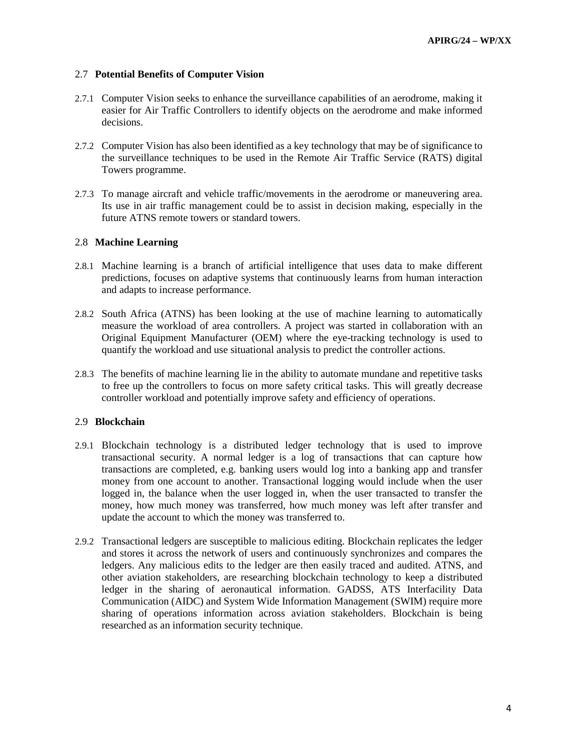## 2.7 Potential Benefits of Computer Vision

2.7.1 Computer Vision seeks to enhance the surveillance capabilities of an aerodrome, making it easier for Air Traffic Controllers to identify objects on the aerodrome and make informed decisions.

2.7.2 Computer Vision has also been identified as a key technology that may be of significance to the surveillance techniques to be used in the Remote Air Traffic Service (RATS) digital Towers programme.

2.7.3 To manage aircraft and vehicle traffic/movements in the aerodrome or maneuvering area. Its use in air traffic management could be to assist in decision making, especially in the future ATNS remote towers or standard towers.

## 2.8 Machine Learning

2.8.1 Machine learning is a branch of artificial intelligence that uses data to make different predictions, focuses on adaptive systems that continuously learns from human interaction and adapts to increase performance.

2.8.2 South Africa (ATNS) has been looking at the use of machine learning to automatically measure the workload of area controllers. A project was started in collaboration with an Original Equipment Manufacturer (OEM) where the eye-tracking technology is used to quantify the workload and use situational analysis to predict the controller actions.

2.8.3 The benefits of machine learning lie in the ability to automate mundane and repetitive tasks to free up the controllers to focus on more safety critical tasks. This will greatly decrease controller workload and potentially improve safety and efficiency of operations.

## 2.9 Blockchain

2.9.1 Blockchain technology is a distributed ledger technology that is used to improve transactional security. A normal ledger is a log of transactions that can capture how transactions are completed, e.g. banking users would log into a banking app and transfer money from one account to another. Transactional logging would include when the user logged in, the balance when the user logged in, when the user transacted to transfer the money, how much money was transferred, how much money was left after transfer and update the account to which the money was transferred to.

2.9.2 Transactional ledgers are susceptible to malicious editing. Blockchain replicates the ledger and stores it across the network of users and continuously synchronizes and compares the ledgers. Any malicious edits to the ledger are then easily traced and audited. ATNS, and other aviation stakeholders, are researching blockchain technology to keep a distributed ledger in the sharing of aeronautical information. GADSS, ATS Interfacility Data Communication (AIDC) and System Wide Information Management (SWIM) require more sharing of operations information across aviation stakeholders. Blockchain is being researched as an information security technique.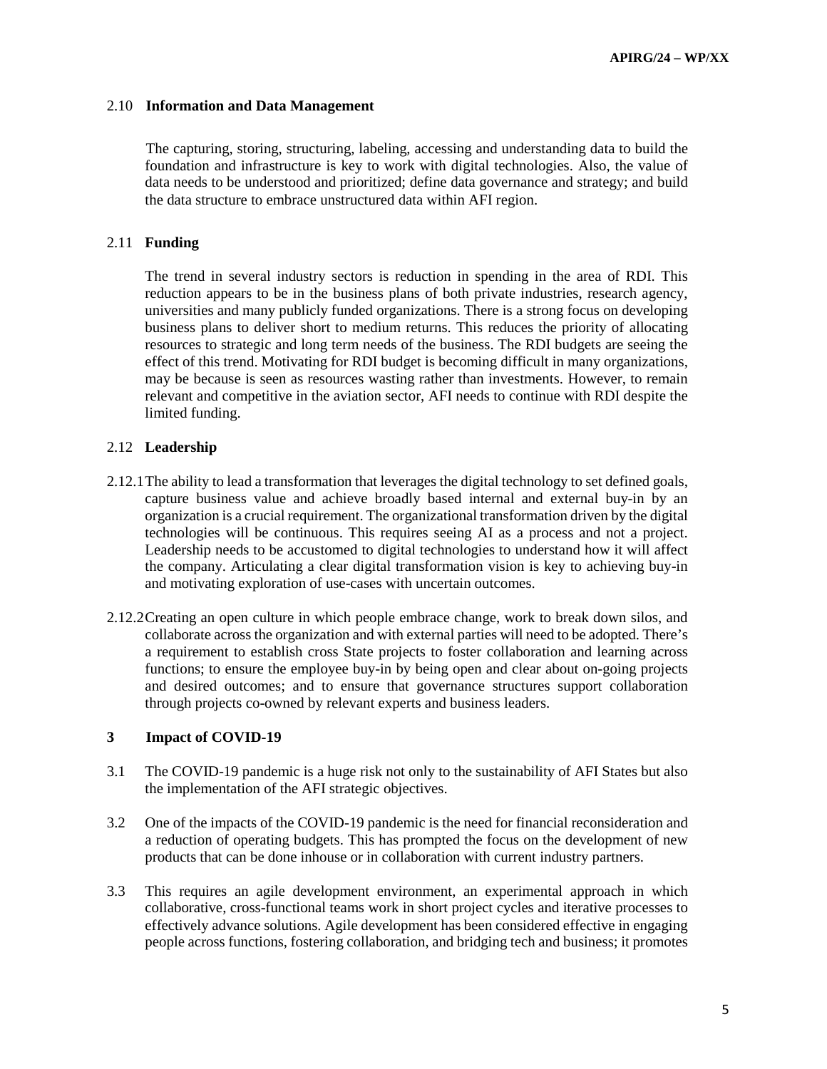### 2.10 Information and Data Management

The capturing, storing, structuring, labeling, accessing and understanding data to build the foundation and infrastructure is key to work with digital technologies. Also, the value of data needs to be understood and prioritized; define data governance and strategy; and build the data structure to embrace unstructured data within AFI region.

### 2.11 Funding

The trend in several industry sectors is reduction in spending in the area of RDI. This reduction appears to be in the business plans of both private industries, research agency, universities and many publicly funded organizations. There is a strong focus on developing business plans to deliver short to medium returns. This reduces the priority of allocating resources to strategic and long term needs of the business. The RDI budgets are seeing the effect of this trend. Motivating for RDI budget is becoming difficult in many organizations, may be because is seen as resources wasting rather than investments. However, to remain relevant and competitive in the aviation sector, AFI needs to continue with RDI despite the limited funding.

### 2.12 Leadership

2.12.1 The ability to lead a transformation that leverages the digital technology to set defined goals, capture business value and achieve broadly based internal and external buy-in by an organization is a crucial requirement. The organizational transformation driven by the digital technologies will be continuous. This requires seeing AI as a process and not a project. Leadership needs to be accustomed to digital technologies to understand how it will affect the company. Articulating a clear digital transformation vision is key to achieving buy-in and motivating exploration of use-cases with uncertain outcomes.

2.12.2 Creating an open culture in which people embrace change, work to break down silos, and collaborate across the organization and with external parties will need to be adopted. There's a requirement to establish cross State projects to foster collaboration and learning across functions; to ensure the employee buy-in by being open and clear about on-going projects and desired outcomes; and to ensure that governance structures support collaboration through projects co-owned by relevant experts and business leaders.

## 3 Impact of COVID-19

3.1 The COVID-19 pandemic is a huge risk not only to the sustainability of AFI States but also the implementation of the AFI strategic objectives.

3.2 One of the impacts of the COVID-19 pandemic is the need for financial reconsideration and a reduction of operating budgets. This has prompted the focus on the development of new products that can be done inhouse or in collaboration with current industry partners.

3.3 This requires an agile development environment, an experimental approach in which collaborative, cross-functional teams work in short project cycles and iterative processes to effectively advance solutions. Agile development has been considered effective in engaging people across functions, fostering collaboration, and bridging tech and business; it promotes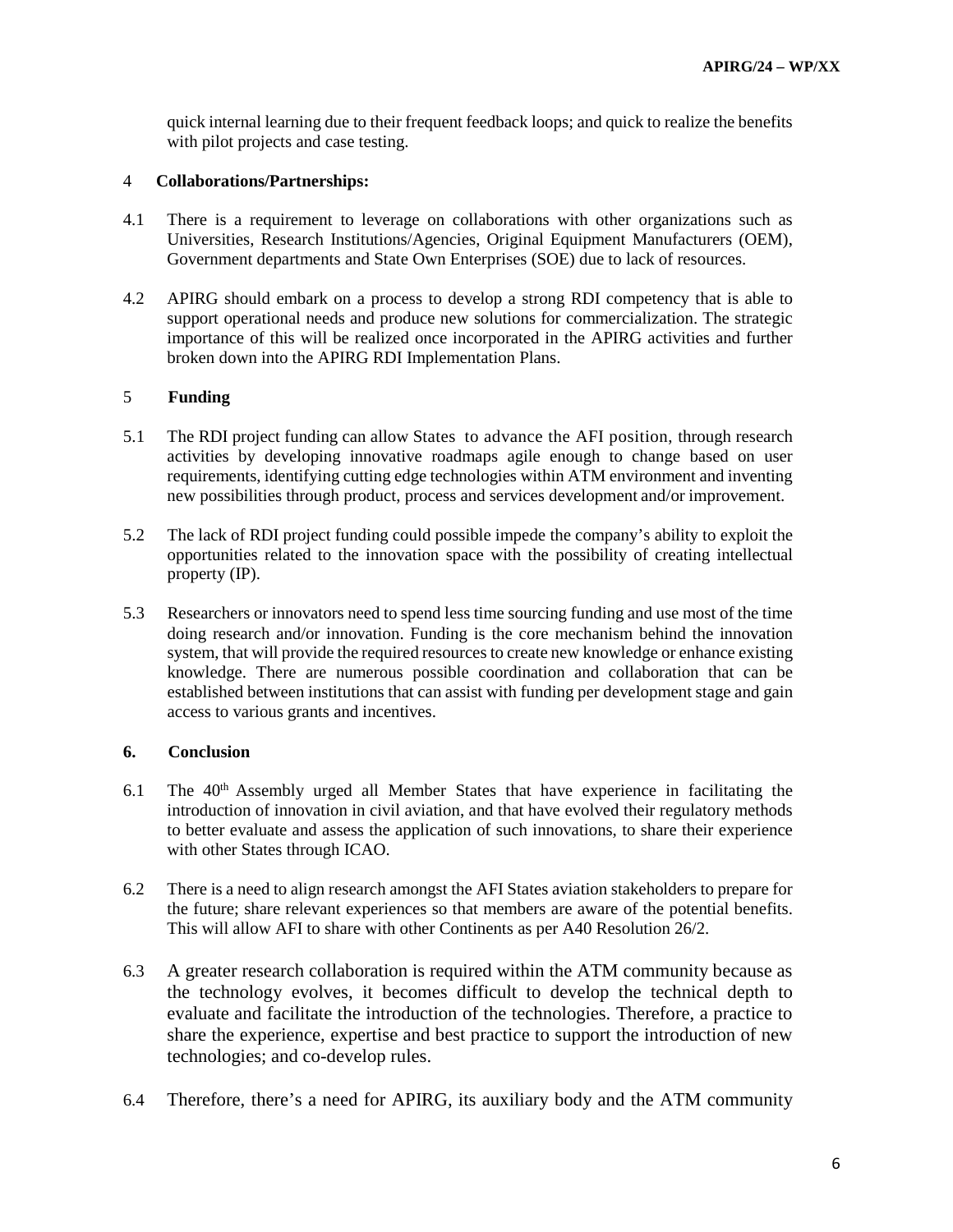quick internal learning due to their frequent feedback loops; and quick to realize the benefits with pilot projects and case testing.

## 4 Collaborations/Partnerships:

4.1 There is a requirement to leverage on collaborations with other organizations such as Universities, Research Institutions/Agencies, Original Equipment Manufacturers (OEM), Government departments and State Own Enterprises (SOE) due to lack of resources.

4.2 APIRG should embark on a process to develop a strong RDI competency that is able to support operational needs and produce new solutions for commercialization. The strategic importance of this will be realized once incorporated in the APIRG activities and further broken down into the APIRG RDI Implementation Plans.

## 5 Funding

5.1 The RDI project funding can allow States to advance the AFI position, through research activities by developing innovative roadmaps agile enough to change based on user requirements, identifying cutting edge technologies within ATM environment and inventing new possibilities through product, process and services development and/or improvement.

5.2 The lack of RDI project funding could possible impede the company's ability to exploit the opportunities related to the innovation space with the possibility of creating intellectual property (IP).

5.3 Researchers or innovators need to spend less time sourcing funding and use most of the time doing research and/or innovation. Funding is the core mechanism behind the innovation system, that will provide the required resources to create new knowledge or enhance existing knowledge. There are numerous possible coordination and collaboration that can be established between institutions that can assist with funding per development stage and gain access to various grants and incentives.

## 6. Conclusion

6.1 The 40th Assembly urged all Member States that have experience in facilitating the introduction of innovation in civil aviation, and that have evolved their regulatory methods to better evaluate and assess the application of such innovations, to share their experience with other States through ICAO.

6.2 There is a need to align research amongst the AFI States aviation stakeholders to prepare for the future; share relevant experiences so that members are aware of the potential benefits. This will allow AFI to share with other Continents as per A40 Resolution 26/2.

6.3 A greater research collaboration is required within the ATM community because as the technology evolves, it becomes difficult to develop the technical depth to evaluate and facilitate the introduction of the technologies. Therefore, a practice to share the experience, expertise and best practice to support the introduction of new technologies; and co-develop rules.

6.4 Therefore, there's a need for APIRG, its auxiliary body and the ATM community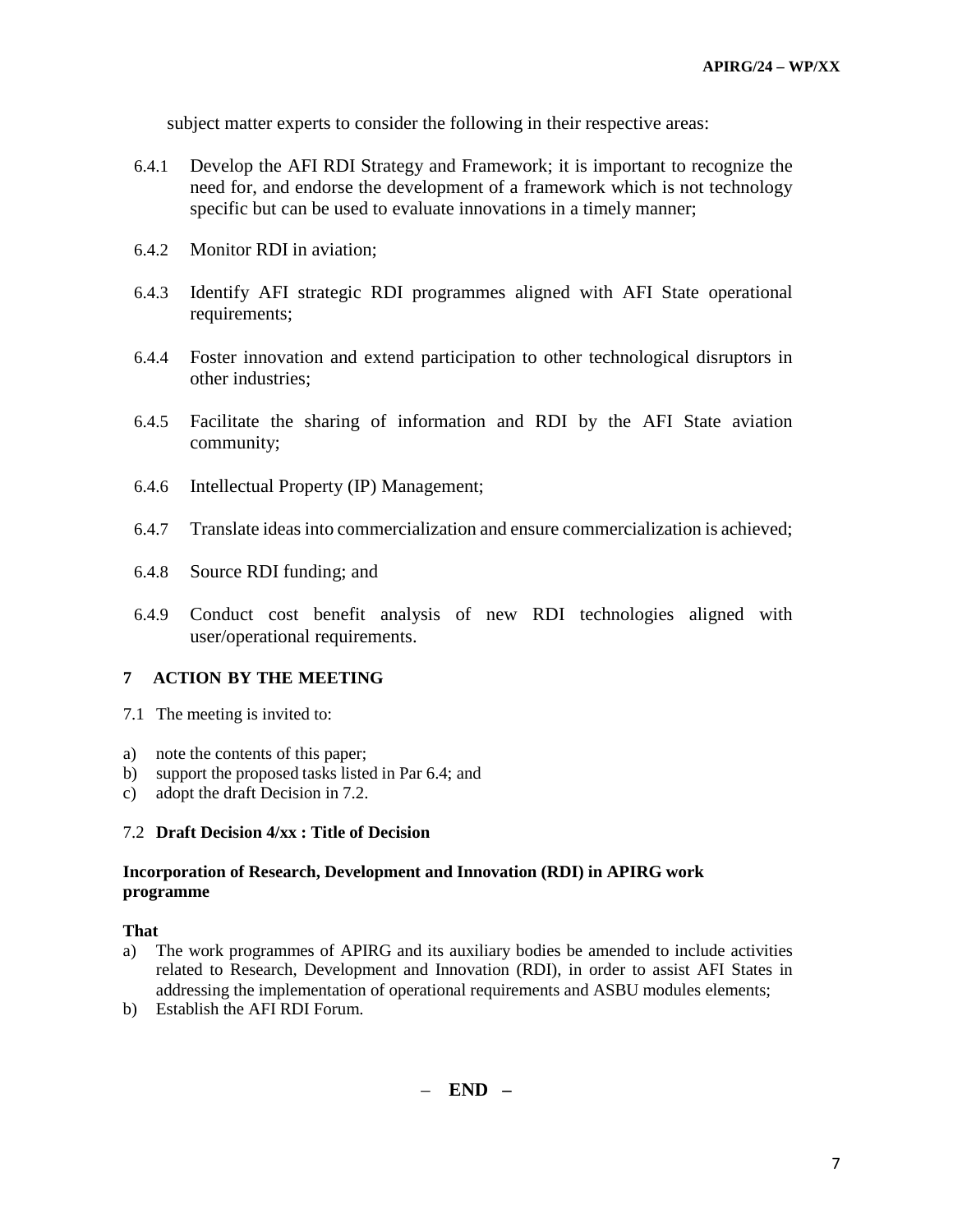subject matter experts to consider the following in their respective areas:

6.4.1 Develop the AFI RDI Strategy and Framework; it is important to recognize the need for, and endorse the development of a framework which is not technology specific but can be used to evaluate innovations in a timely manner;

6.4.2 Monitor RDI in aviation;

6.4.3 Identify AFI strategic RDI programmes aligned with AFI State operational requirements;

6.4.4 Foster innovation and extend participation to other technological disruptors in other industries;

6.4.5 Facilitate the sharing of information and RDI by the AFI State aviation community;

6.4.6 Intellectual Property (IP) Management;

6.4.7 Translate ideas into commercialization and ensure commercialization is achieved;

6.4.8 Source RDI funding; and

6.4.9 Conduct cost benefit analysis of new RDI technologies aligned with user/operational requirements.

## 7 ACTION BY THE MEETING

7.1 The meeting is invited to:

a) note the contents of this paper;
b) support the proposed tasks listed in Par 6.4; and
c) adopt the draft Decision in 7.2.

7.2 **Draft Decision 4/xx : Title of Decision**

**Incorporation of Research, Development and Innovation (RDI) in APIRG work programme**

**That**

a) The work programmes of APIRG and its auxiliary bodies be amended to include activities related to Research, Development and Innovation (RDI), in order to assist AFI States in addressing the implementation of operational requirements and ASBU modules elements;
b) Establish the AFI RDI Forum.

– **END** –